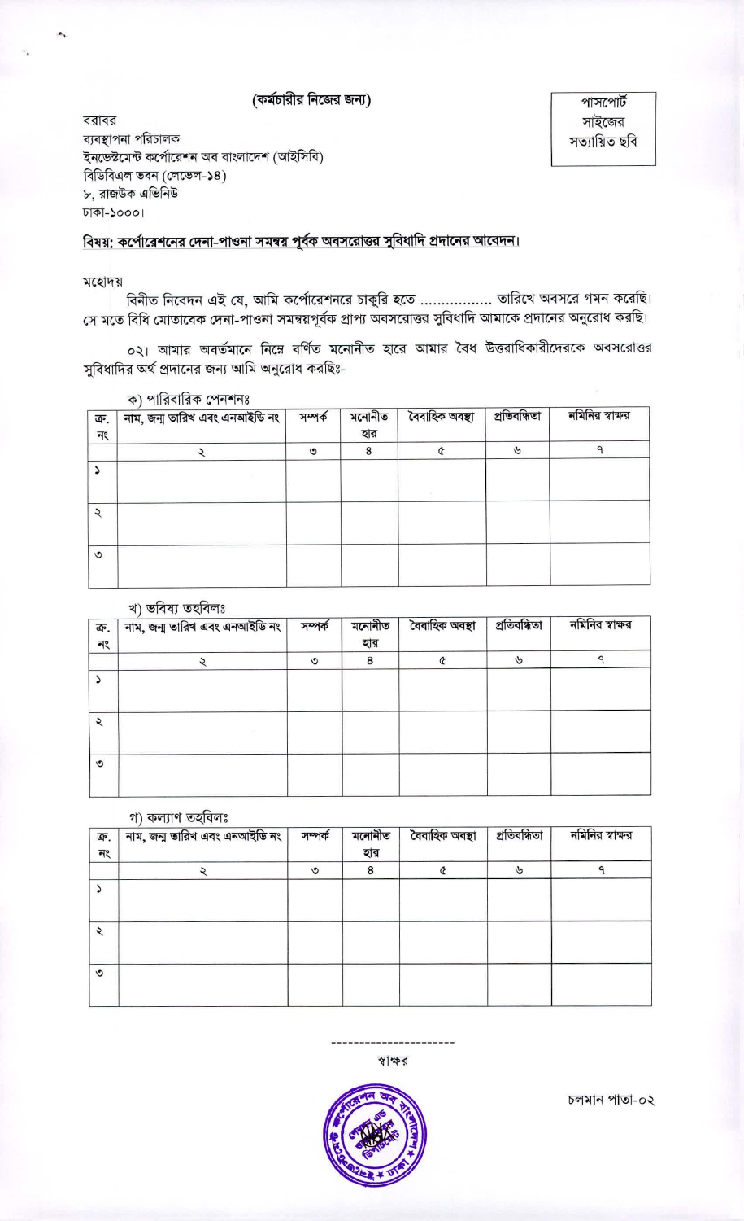**(কর্মচারীর নিজের জন্য)**

পাসপোর্ট সাইজের সত্যায়িত ছবি

বরাবর
ব্যবস্থাপনা পরিচালক
ইনভেস্টমেন্ট কর্পোরেশন অব বাংলাদেশ (আইসিবি)
বিডিবিএল ভবন (লেভেল-১৪)
৮, রাজউক এভিনিউ
ঢাকা-১০০০।

**<u>বিষয়: কর্পোরেশনের দেনা-পাওনা সমন্বয় পূর্বক অবসরোত্তর সুবিধাদি প্রদানের আবেদন।</u>**

মহোদয়

বিনীত নিবেদন এই যে, আমি কর্পোরেশনরে চাকুরি হতে ................ তারিখে অবসরে গমন করেছি। সে মতে বিধি মোতাবেক দেনা-পাওনা সমন্বয়পূর্বক প্রাপ্য অবসরোত্তর সুবিধাদি আমাকে প্রদানের অনুরোধ করছি।

০২। আমার অবর্তমানে নিম্নে বর্ণিত মনোনীত হারে আমার বৈধ উত্তরাধিকারীদেরকে অবসরোত্তর সুবিধাদির অর্থ প্রদানের জন্য আমি অনুরোধ করছিঃ-

ক) পারিবারিক পেনশনঃ

| ক্র. নং | নাম, জন্ম তারিখ এবং এনআইডি নং | সম্পর্ক | মনোনীত হার | বৈবাহিক অবস্থা | প্রতিবন্ধিতা | নমিনির স্বাক্ষর |
|---|---|---|---|---|---|---|
| | ২ | ৩ | ৪ | ৫ | ৬ | ৭ |
| ১ | | | | | | |
| ২ | | | | | | |
| ৩ | | | | | | |

খ) ভবিষ্য তহবিলঃ

| ক্র. নং | নাম, জন্ম তারিখ এবং এনআইডি নং | সম্পর্ক | মনোনীত হার | বৈবাহিক অবস্থা | প্রতিবন্ধিতা | নমিনির স্বাক্ষর |
|---|---|---|---|---|---|---|
| | ২ | ৩ | ৪ | ৫ | ৬ | ৭ |
| ১ | | | | | | |
| ২ | | | | | | |
| ৩ | | | | | | |

গ) কল্যাণ তহবিলঃ

| ক্র. নং | নাম, জন্ম তারিখ এবং এনআইডি নং | সম্পর্ক | মনোনীত হার | বৈবাহিক অবস্থা | প্রতিবন্ধিতা | নমিনির স্বাক্ষর |
|---|---|---|---|---|---|---|
| | ২ | ৩ | ৪ | ৫ | ৬ | ৭ |
| ১ | | | | | | |
| ২ | | | | | | |
| ৩ | | | | | | |

----------------------
স্বাক্ষর

চলমান পাতা-০২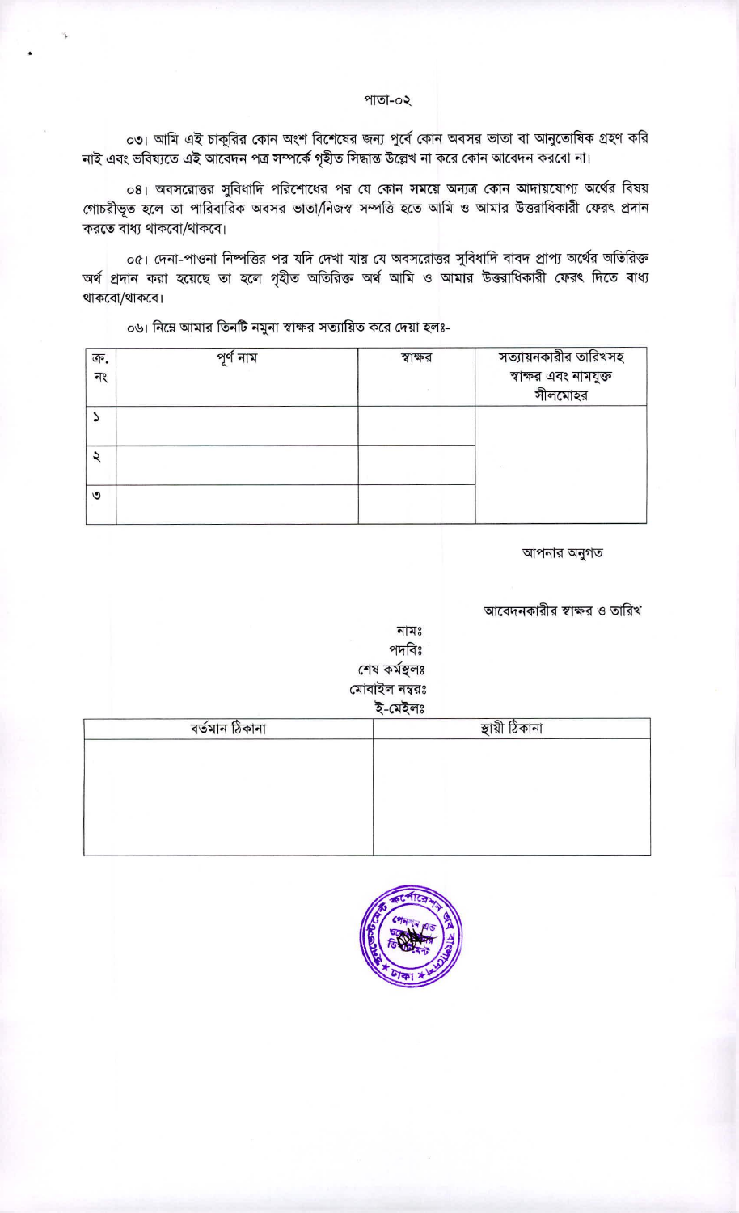০৩। আমি এই চাকুরির কোন অংশ বিশেষের জন্য পূর্বে কোন অবসর ভাতা বা আনুতোষিক গ্রহণ করি নাই এবং ভবিষ্যতে এই আবেদন পত্র সম্পর্কে গৃহীত সিদ্ধান্ত উল্লেখ না করে কোন আবেদন করবো না।

০৪। অবসরোত্তর সুবিধাদি পরিশোধের পর যে কোন সময়ে অন্যত্র কোন আদায়যোগ্য অর্থের বিষয় গোচরীভূত হলে তা পারিবারিক অবসর ভাতা/নিজস্ব সম্পত্তি হতে আমি ও আমার উত্তরাধিকারী ফেরৎ প্রদান করতে বাধ্য থাকবো/থাকবে।

০৫। দেনা-পাওনা নিষ্পত্তির পর যদি দেখা যায় যে অবসরোত্তর সুবিধাদি বাবদ প্রাপ্য অর্থের অতিরিক্ত অর্থ প্রদান করা হয়েছে তা হলে গৃহীত অতিরিক্ত অর্থ আমি ও আমার উত্তরাধিকারী ফেরৎ দিতে বাধ্য থাকবো/থাকবে।

০৬। নিম্নে আমার তিনটি নমুনা স্বাক্ষর সত্যায়িত করে দেয়া হলঃ-

| ক্র. নং | পূর্ণ নাম | স্বাক্ষর | সত্যায়নকারীর তারিখসহ স্বাক্ষর এবং নামযুক্ত সীলমোহর |
|---|---|---|---|
| ১ | | | |
| ২ | | | |
| ৩ | | | |

আপনার অনুগত

আবেদনকারীর স্বাক্ষর ও তারিখ

নামঃ

পদবিঃ

শেষ কর্মস্থলঃ

মোবাইল নম্বরঃ

ই-মেইলঃ

| বর্তমান ঠিকানা | স্থায়ী ঠিকানা |
|---|---|
| | |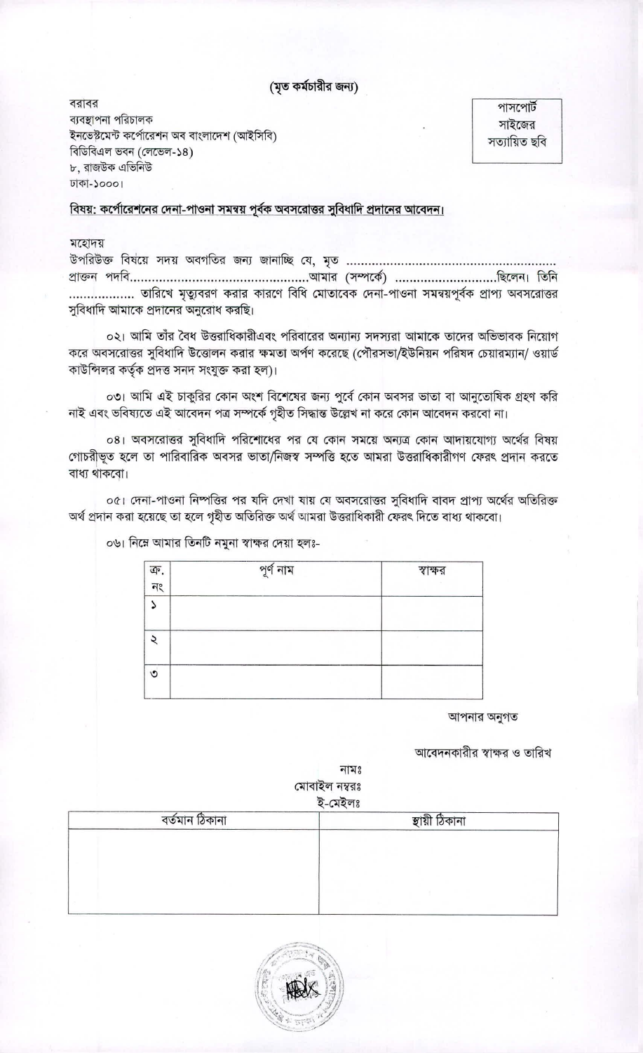**(মৃত কর্মচারীর জন্য)**

পাসপোর্ট সাইজের সত্যায়িত ছবি

বরাবর
ব্যবস্থাপনা পরিচালক
ইনভেস্টমেন্ট কর্পোরেশন অব বাংলাদেশ (আইসিবি)
বিডিবিএল ভবন (লেভেল-১৪)
৮, রাজউক এভিনিউ
ঢাকা-১০০০।

**বিষয়: কর্পোরেশনের দেনা-পাওনা সমন্বয় পূর্বক অবসরোত্তর সুবিধাদি প্রদানের আবেদন।**

মহোদয়
উপরিউক্ত বিষয়ে সদয় অবগতির জন্য জানাচ্ছি যে, মৃত .......................................................... প্রাক্তন পদবি................................................আমার (সম্পর্কে) ...........................ছিলেন। তিনি ................. তারিখে মৃত্যুবরণ করার কারণে বিধি মোতাবেক দেনা-পাওনা সমন্বয়পূর্বক প্রাপ্য অবসরোত্তর সুবিধাদি আমাকে প্রদানের অনুরোধ করছি।

০২। আমি তাঁর বৈধ উত্তরাধিকারীএবং পরিবারের অন্যান্য সদস্যরা আমাকে তাদের অভিভাবক নিয়োগ করে অবসরোত্তর সুবিধাদি উত্তোলন করার ক্ষমতা অর্পণ করেছে (পৌরসভা/ইউনিয়ন পরিষদ চেয়ারম্যান/ ওয়ার্ড কাউন্সিলর কর্তৃক প্রদত্ত সনদ সংযুক্ত করা হল)।

০৩। আমি এই চাকুরির কোন অংশ বিশেষের জন্য পূর্বে কোন অবসর ভাতা বা আনুতোষিক গ্রহণ করি নাই এবং ভবিষ্যতে এই আবেদন পত্র সম্পর্কে গৃহীত সিদ্ধান্ত উল্লেখ না করে কোন আবেদন করবো না।

০৪। অবসরোত্তর সুবিধাদি পরিশোধের পর যে কোন সময়ে অন্যত্র কোন আদায়যোগ্য অর্থের বিষয় গোচরীভূত হলে তা পারিবারিক অবসর ভাতা/নিজস্ব সম্পত্তি হতে আমরা উত্তরাধিকারীগণ ফেরৎ প্রদান করতে বাধ্য থাকবো।

০৫। দেনা-পাওনা নিষ্পত্তির পর যদি দেখা যায় যে অবসরোত্তর সুবিধাদি বাবদ প্রাপ্য অর্থের অতিরিক্ত অর্থ প্রদান করা হয়েছে তা হলে গৃহীত অতিরিক্ত অর্থ আমরা উত্তরাধিকারী ফেরৎ দিতে বাধ্য থাকবো।

০৬। নিম্নে আমার তিনটি নমুনা স্বাক্ষর দেয়া হলঃ-

| ক্র. নং | পূর্ণ নাম | স্বাক্ষর |
|---|---|---|
| ১ | | |
| ২ | | |
| ৩ | | |

আপনার অনুগত

আবেদনকারীর স্বাক্ষর ও তারিখ

নামঃ
মোবাইল নম্বরঃ
ই-মেইলঃ

| বর্তমান ঠিকানা | স্থায়ী ঠিকানা |
|---|---|
| | |